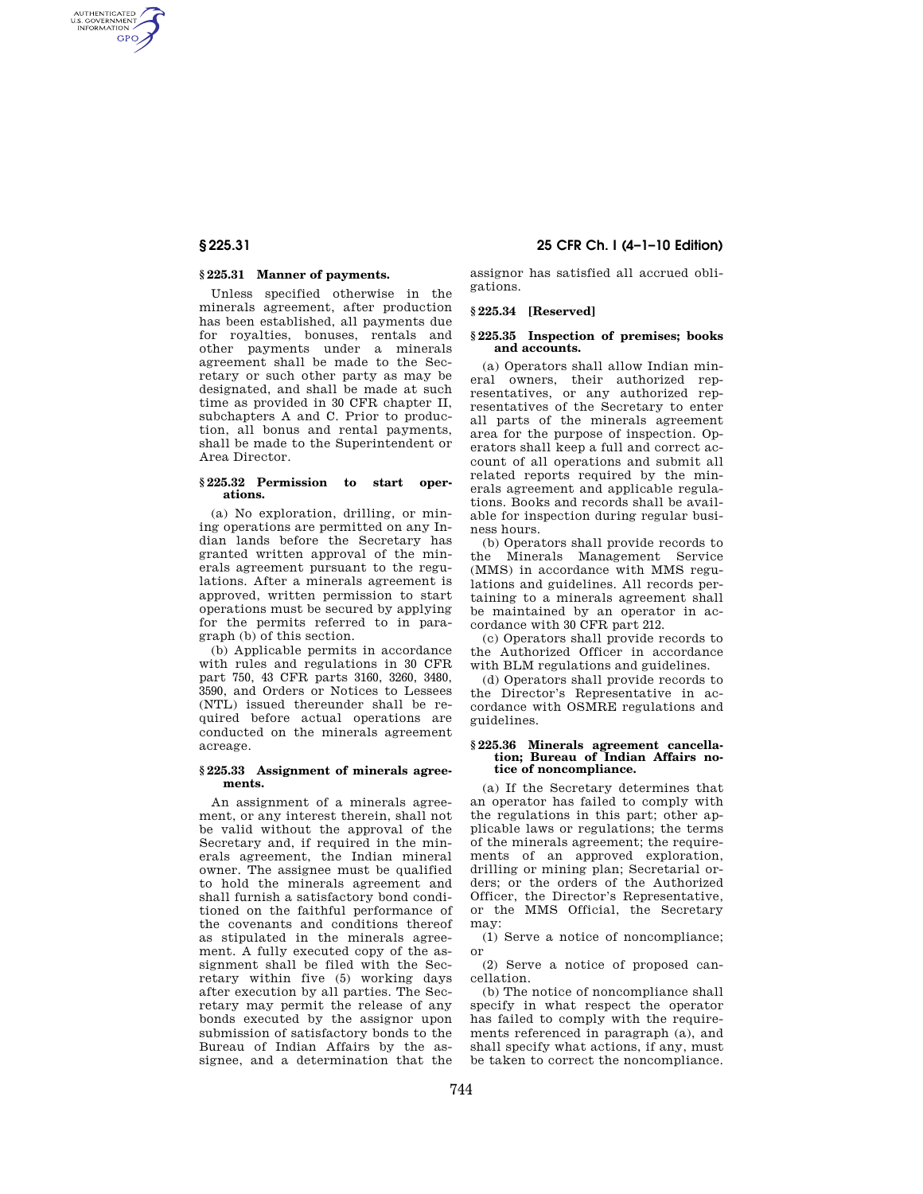### § 225.31 Manner of payments.

Unless specified otherwise in the minerals agreement, after production has been established, all payments due for royalties, bonuses, rentals and other payments under a minerals agreement shall be made to the Secretary or such other party as may be designated, and shall be made at such time as provided in 30 CFR chapter II, subchapters A and C. Prior to production, all bonus and rental payments, shall be made to the Superintendent or Area Director.

### § 225.32 Permission to start operations.

(a) No exploration, drilling, or mining operations are permitted on any Indian lands before the Secretary has granted written approval of the minerals agreement pursuant to the regulations. After a minerals agreement is approved, written permission to start operations must be secured by applying for the permits referred to in paragraph (b) of this section.

(b) Applicable permits in accordance with rules and regulations in 30 CFR part 750, 43 CFR parts 3160, 3260, 3480, 3590, and Orders or Notices to Lessees (NTL) issued thereunder shall be required before actual operations are conducted on the minerals agreement acreage.

### § 225.33 Assignment of minerals agreements.

An assignment of a minerals agreement, or any interest therein, shall not be valid without the approval of the Secretary and, if required in the minerals agreement, the Indian mineral owner. The assignee must be qualified to hold the minerals agreement and shall furnish a satisfactory bond conditioned on the faithful performance of the covenants and conditions thereof as stipulated in the minerals agreement. A fully executed copy of the assignment shall be filed with the Secretary within five (5) working days after execution by all parties. The Secretary may permit the release of any bonds executed by the assignor upon submission of satisfactory bonds to the Bureau of Indian Affairs by the assignee, and a determination that the assignor has satisfied all accrued obligations.

### § 225.34 [Reserved]

### § 225.35 Inspection of premises; books and accounts.

(a) Operators shall allow Indian mineral owners, their authorized representatives, or any authorized representatives of the Secretary to enter all parts of the minerals agreement area for the purpose of inspection. Operators shall keep a full and correct account of all operations and submit all related reports required by the minerals agreement and applicable regulations. Books and records shall be available for inspection during regular business hours.

(b) Operators shall provide records to the Minerals Management Service (MMS) in accordance with MMS regulations and guidelines. All records pertaining to a minerals agreement shall be maintained by an operator in accordance with 30 CFR part 212.

(c) Operators shall provide records to the Authorized Officer in accordance with BLM regulations and guidelines.

(d) Operators shall provide records to the Director's Representative in accordance with OSMRE regulations and guidelines.

### § 225.36 Minerals agreement cancellation; Bureau of Indian Affairs notice of noncompliance.

(a) If the Secretary determines that an operator has failed to comply with the regulations in this part; other applicable laws or regulations; the terms of the minerals agreement; the requirements of an approved exploration, drilling or mining plan; Secretarial orders; or the orders of the Authorized Officer, the Director's Representative, or the MMS Official, the Secretary may:

(1) Serve a notice of noncompliance; or

(2) Serve a notice of proposed cancellation.

(b) The notice of noncompliance shall specify in what respect the operator has failed to comply with the requirements referenced in paragraph (a), and shall specify what actions, if any, must be taken to correct the noncompliance.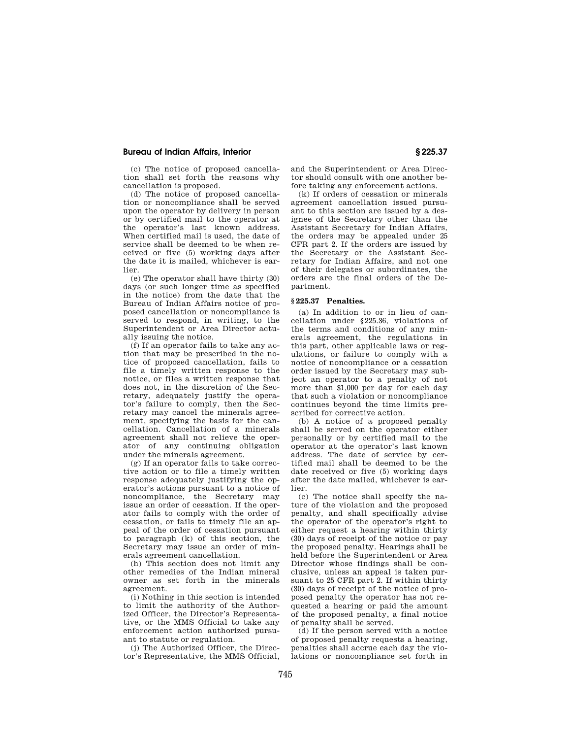(c) The notice of proposed cancellation shall set forth the reasons why cancellation is proposed.

(d) The notice of proposed cancellation or noncompliance shall be served upon the operator by delivery in person or by certified mail to the operator at the operator's last known address. When certified mail is used, the date of service shall be deemed to be when received or five (5) working days after the date it is mailed, whichever is earlier.

(e) The operator shall have thirty (30) days (or such longer time as specified in the notice) from the date that the Bureau of Indian Affairs notice of proposed cancellation or noncompliance is served to respond, in writing, to the Superintendent or Area Director actually issuing the notice.

(f) If an operator fails to take any action that may be prescribed in the notice of proposed cancellation, fails to file a timely written response to the notice, or files a written response that does not, in the discretion of the Secretary, adequately justify the operator's failure to comply, then the Secretary may cancel the minerals agreement, specifying the basis for the cancellation. Cancellation of a minerals agreement shall not relieve the operator of any continuing obligation under the minerals agreement.

(g) If an operator fails to take corrective action or to file a timely written response adequately justifying the operator's actions pursuant to a notice of noncompliance, the Secretary may issue an order of cessation. If the operator fails to comply with the order of cessation, or fails to timely file an appeal of the order of cessation pursuant to paragraph (k) of this section, the Secretary may issue an order of minerals agreement cancellation.

(h) This section does not limit any other remedies of the Indian mineral owner as set forth in the minerals agreement.

(i) Nothing in this section is intended to limit the authority of the Authorized Officer, the Director's Representative, or the MMS Official to take any enforcement action authorized pursuant to statute or regulation.

(j) The Authorized Officer, the Director's Representative, the MMS Official, and the Superintendent or Area Director should consult with one another before taking any enforcement actions.

(k) If orders of cessation or minerals agreement cancellation issued pursuant to this section are issued by a designee of the Secretary other than the Assistant Secretary for Indian Affairs, the orders may be appealed under 25 CFR part 2. If the orders are issued by the Secretary or the Assistant Secretary for Indian Affairs, and not one of their delegates or subordinates, the orders are the final orders of the Department.

### § 225.37 Penalties.

(a) In addition to or in lieu of cancellation under §225.36, violations of the terms and conditions of any minerals agreement, the regulations in this part, other applicable laws or regulations, or failure to comply with a notice of noncompliance or a cessation order issued by the Secretary may subject an operator to a penalty of not more than $1,000 per day for each day that such a violation or noncompliance continues beyond the time limits prescribed for corrective action.

(b) A notice of a proposed penalty shall be served on the operator either personally or by certified mail to the operator at the operator's last known address. The date of service by certified mail shall be deemed to be the date received or five (5) working days after the date mailed, whichever is earlier.

(c) The notice shall specify the nature of the violation and the proposed penalty, and shall specifically advise the operator of the operator's right to either request a hearing within thirty (30) days of receipt of the notice or pay the proposed penalty. Hearings shall be held before the Superintendent or Area Director whose findings shall be conclusive, unless an appeal is taken pursuant to 25 CFR part 2. If within thirty (30) days of receipt of the notice of proposed penalty the operator has not requested a hearing or paid the amount of the proposed penalty, a final notice of penalty shall be served.

(d) If the person served with a notice of proposed penalty requests a hearing, penalties shall accrue each day the violations or noncompliance set forth in